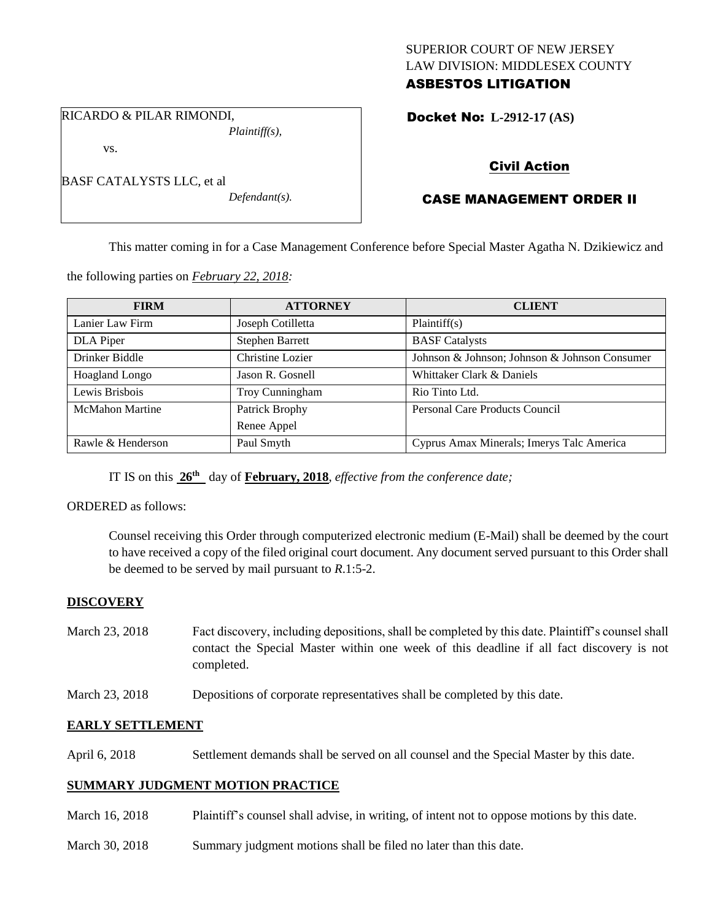SUPERIOR COURT OF NEW JERSEY
LAW DIVISION: MIDDLESEX COUNTY
**ASBESTOS LITIGATION**

RICARDO & PILAR RIMONDI,
*Plaintiff(s),*

vs.

BASF CATALYSTS LLC, et al
*Defendant(s).*

**Docket No: L-2912-17 (AS)**

## Civil Action

## CASE MANAGEMENT ORDER II

This matter coming in for a Case Management Conference before Special Master Agatha N. Dzikiewicz and the following parties on *February 22, 2018:*

| FIRM | ATTORNEY | CLIENT |
|---|---|---|
| Lanier Law Firm | Joseph Cotilletta | Plaintiff(s) |
| DLA Piper | Stephen Barrett | BASF Catalysts |
| Drinker Biddle | Christine Lozier | Johnson & Johnson; Johnson & Johnson Consumer |
| Hoagland Longo | Jason R. Gosnell | Whittaker Clark & Daniels |
| Lewis Brisbois | Troy Cunningham | Rio Tinto Ltd. |
| McMahon Martine | Patrick Brophy<br>Renee Appel | Personal Care Products Council |
| Rawle & Henderson | Paul Smyth | Cyprus Amax Minerals; Imerys Talc America |

IT IS on this **26th** day of **February, 2018**, *effective from the conference date;*

ORDERED as follows:

Counsel receiving this Order through computerized electronic medium (E-Mail) shall be deemed by the court to have received a copy of the filed original court document. Any document served pursuant to this Order shall be deemed to be served by mail pursuant to *R*.1:5-2.

### DISCOVERY

March 23, 2018 Fact discovery, including depositions, shall be completed by this date. Plaintiff's counsel shall contact the Special Master within one week of this deadline if all fact discovery is not completed.

March 23, 2018 Depositions of corporate representatives shall be completed by this date.

### EARLY SETTLEMENT

April 6, 2018 Settlement demands shall be served on all counsel and the Special Master by this date.

### SUMMARY JUDGMENT MOTION PRACTICE

March 16, 2018 Plaintiff's counsel shall advise, in writing, of intent not to oppose motions by this date.

March 30, 2018 Summary judgment motions shall be filed no later than this date.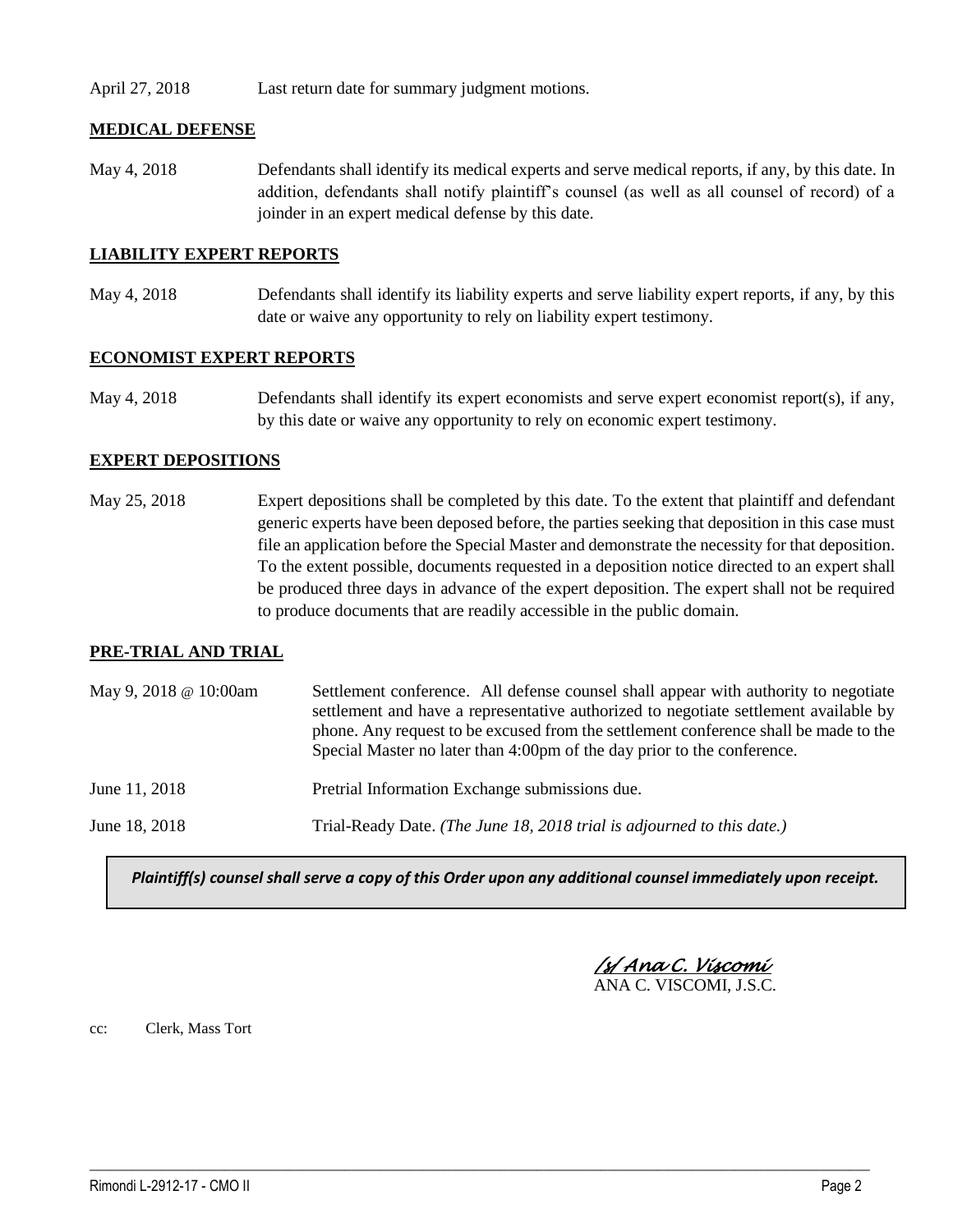| | |
|---|---|
| April 27, 2018 | Last return date for summary judgment motions. |

## MEDICAL DEFENSE

| | |
|---|---|
| May 4, 2018 | Defendants shall identify its medical experts and serve medical reports, if any, by this date. In addition, defendants shall notify plaintiff's counsel (as well as all counsel of record) of a joinder in an expert medical defense by this date. |

## LIABILITY EXPERT REPORTS

| | |
|---|---|
| May 4, 2018 | Defendants shall identify its liability experts and serve liability expert reports, if any, by this date or waive any opportunity to rely on liability expert testimony. |

## ECONOMIST EXPERT REPORTS

| | |
|---|---|
| May 4, 2018 | Defendants shall identify its expert economists and serve expert economist report(s), if any, by this date or waive any opportunity to rely on economic expert testimony. |

## EXPERT DEPOSITIONS

| | |
|---|---|
| May 25, 2018 | Expert depositions shall be completed by this date. To the extent that plaintiff and defendant generic experts have been deposed before, the parties seeking that deposition in this case must file an application before the Special Master and demonstrate the necessity for that deposition. To the extent possible, documents requested in a deposition notice directed to an expert shall be produced three days in advance of the expert deposition. The expert shall not be required to produce documents that are readily accessible in the public domain. |

## PRE-TRIAL AND TRIAL

| | |
|---|---|
| May 9, 2018 @ 10:00am | Settlement conference. All defense counsel shall appear with authority to negotiate settlement and have a representative authorized to negotiate settlement available by phone. Any request to be excused from the settlement conference shall be made to the Special Master no later than 4:00pm of the day prior to the conference. |
| June 11, 2018 | Pretrial Information Exchange submissions due. |
| June 18, 2018 | Trial-Ready Date. *(The June 18, 2018 trial is adjourned to this date.)* |

***Plaintiff(s) counsel shall serve a copy of this Order upon any additional counsel immediately upon receipt.***

*/s/ Ana C. Viscomi*
ANA C. VISCOMI, J.S.C.

cc: Clerk, Mass Tort